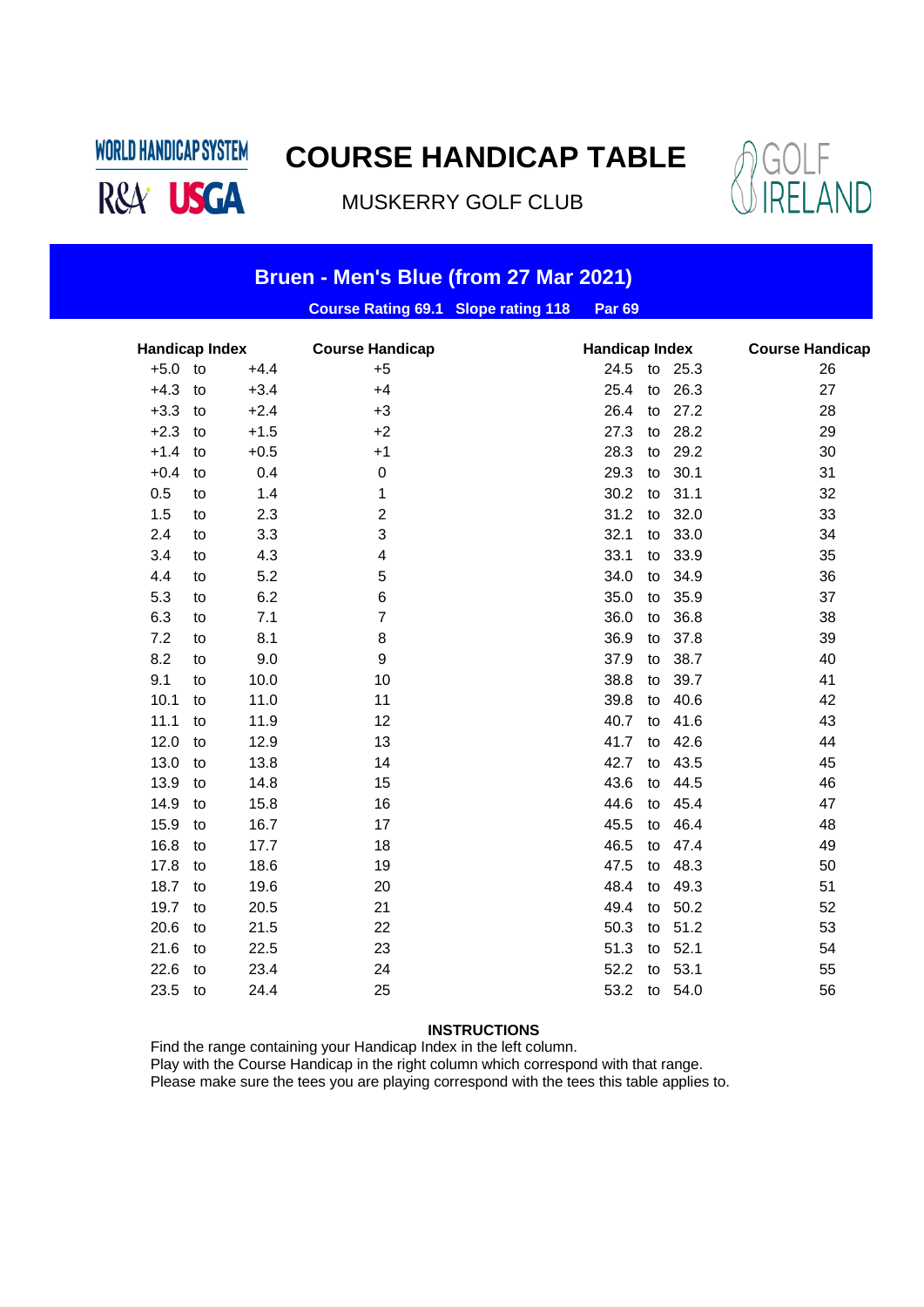WORLD HANDICAP SYSTEM

R&A USGA

# COURSE HANDICAP TABLE

MUSKERRY GOLF CLUB

GOLF IRELAND

## Bruen - Men's Blue (from 27 Mar 2021)

**Course Rating 69.1 Slope rating 118 Par 69**

| Handicap Index | | | Course Handicap | Handicap Index | | | Course Handicap |
|---|---|---|---|---|---|---|---|
| +5.0 | to | +4.4 | +5 | 24.5 | to | 25.3 | 26 |
| +4.3 | to | +3.4 | +4 | 25.4 | to | 26.3 | 27 |
| +3.3 | to | +2.4 | +3 | 26.4 | to | 27.2 | 28 |
| +2.3 | to | +1.5 | +2 | 27.3 | to | 28.2 | 29 |
| +1.4 | to | +0.5 | +1 | 28.3 | to | 29.2 | 30 |
| +0.4 | to | 0.4 | 0 | 29.3 | to | 30.1 | 31 |
| 0.5 | to | 1.4 | 1 | 30.2 | to | 31.1 | 32 |
| 1.5 | to | 2.3 | 2 | 31.2 | to | 32.0 | 33 |
| 2.4 | to | 3.3 | 3 | 32.1 | to | 33.0 | 34 |
| 3.4 | to | 4.3 | 4 | 33.1 | to | 33.9 | 35 |
| 4.4 | to | 5.2 | 5 | 34.0 | to | 34.9 | 36 |
| 5.3 | to | 6.2 | 6 | 35.0 | to | 35.9 | 37 |
| 6.3 | to | 7.1 | 7 | 36.0 | to | 36.8 | 38 |
| 7.2 | to | 8.1 | 8 | 36.9 | to | 37.8 | 39 |
| 8.2 | to | 9.0 | 9 | 37.9 | to | 38.7 | 40 |
| 9.1 | to | 10.0 | 10 | 38.8 | to | 39.7 | 41 |
| 10.1 | to | 11.0 | 11 | 39.8 | to | 40.6 | 42 |
| 11.1 | to | 11.9 | 12 | 40.7 | to | 41.6 | 43 |
| 12.0 | to | 12.9 | 13 | 41.7 | to | 42.6 | 44 |
| 13.0 | to | 13.8 | 14 | 42.7 | to | 43.5 | 45 |
| 13.9 | to | 14.8 | 15 | 43.6 | to | 44.5 | 46 |
| 14.9 | to | 15.8 | 16 | 44.6 | to | 45.4 | 47 |
| 15.9 | to | 16.7 | 17 | 45.5 | to | 46.4 | 48 |
| 16.8 | to | 17.7 | 18 | 46.5 | to | 47.4 | 49 |
| 17.8 | to | 18.6 | 19 | 47.5 | to | 48.3 | 50 |
| 18.7 | to | 19.6 | 20 | 48.4 | to | 49.3 | 51 |
| 19.7 | to | 20.5 | 21 | 49.4 | to | 50.2 | 52 |
| 20.6 | to | 21.5 | 22 | 50.3 | to | 51.2 | 53 |
| 21.6 | to | 22.5 | 23 | 51.3 | to | 52.1 | 54 |
| 22.6 | to | 23.4 | 24 | 52.2 | to | 53.1 | 55 |
| 23.5 | to | 24.4 | 25 | 53.2 | to | 54.0 | 56 |

**INSTRUCTIONS**

Find the range containing your Handicap Index in the left column.
Play with the Course Handicap in the right column which correspond with that range.
Please make sure the tees you are playing correspond with the tees this table applies to.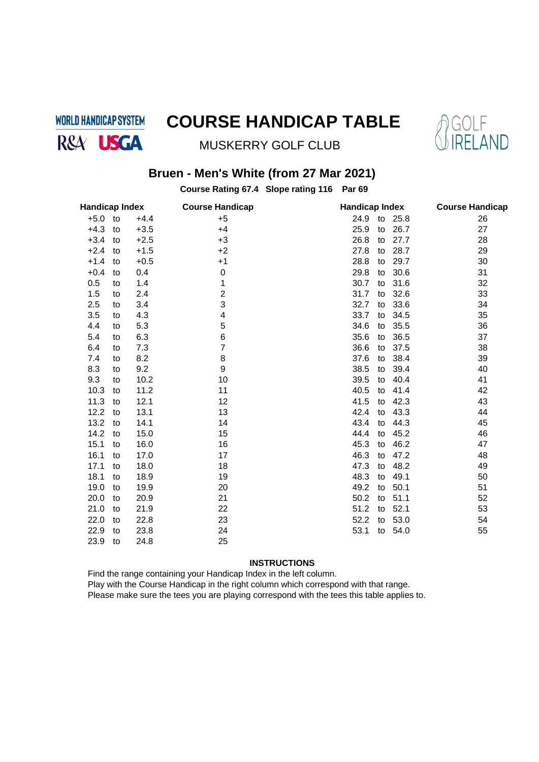WORLD HANDICAP SYSTEM

R&A USGA

# COURSE HANDICAP TABLE

MUSKERRY GOLF CLUB

GOLF IRELAND

## Bruen - Men's White (from 27 Mar 2021)

**Course Rating 67.4 Slope rating 116 Par 69**

| Handicap Index | | | Course Handicap | Handicap Index | | | Course Handicap |
|---|---|---|---|---|---|---|---|
| +5.0 | to | +4.4 | +5 | 24.9 | to | 25.8 | 26 |
| +4.3 | to | +3.5 | +4 | 25.9 | to | 26.7 | 27 |
| +3.4 | to | +2.5 | +3 | 26.8 | to | 27.7 | 28 |
| +2.4 | to | +1.5 | +2 | 27.8 | to | 28.7 | 29 |
| +1.4 | to | +0.5 | +1 | 28.8 | to | 29.7 | 30 |
| +0.4 | to | 0.4 | 0 | 29.8 | to | 30.6 | 31 |
| 0.5 | to | 1.4 | 1 | 30.7 | to | 31.6 | 32 |
| 1.5 | to | 2.4 | 2 | 31.7 | to | 32.6 | 33 |
| 2.5 | to | 3.4 | 3 | 32.7 | to | 33.6 | 34 |
| 3.5 | to | 4.3 | 4 | 33.7 | to | 34.5 | 35 |
| 4.4 | to | 5.3 | 5 | 34.6 | to | 35.5 | 36 |
| 5.4 | to | 6.3 | 6 | 35.6 | to | 36.5 | 37 |
| 6.4 | to | 7.3 | 7 | 36.6 | to | 37.5 | 38 |
| 7.4 | to | 8.2 | 8 | 37.6 | to | 38.4 | 39 |
| 8.3 | to | 9.2 | 9 | 38.5 | to | 39.4 | 40 |
| 9.3 | to | 10.2 | 10 | 39.5 | to | 40.4 | 41 |
| 10.3 | to | 11.2 | 11 | 40.5 | to | 41.4 | 42 |
| 11.3 | to | 12.1 | 12 | 41.5 | to | 42.3 | 43 |
| 12.2 | to | 13.1 | 13 | 42.4 | to | 43.3 | 44 |
| 13.2 | to | 14.1 | 14 | 43.4 | to | 44.3 | 45 |
| 14.2 | to | 15.0 | 15 | 44.4 | to | 45.2 | 46 |
| 15.1 | to | 16.0 | 16 | 45.3 | to | 46.2 | 47 |
| 16.1 | to | 17.0 | 17 | 46.3 | to | 47.2 | 48 |
| 17.1 | to | 18.0 | 18 | 47.3 | to | 48.2 | 49 |
| 18.1 | to | 18.9 | 19 | 48.3 | to | 49.1 | 50 |
| 19.0 | to | 19.9 | 20 | 49.2 | to | 50.1 | 51 |
| 20.0 | to | 20.9 | 21 | 50.2 | to | 51.1 | 52 |
| 21.0 | to | 21.9 | 22 | 51.2 | to | 52.1 | 53 |
| 22.0 | to | 22.8 | 23 | 52.2 | to | 53.0 | 54 |
| 22.9 | to | 23.8 | 24 | 53.1 | to | 54.0 | 55 |
| 23.9 | to | 24.8 | 25 | | | | |

**INSTRUCTIONS**

Find the range containing your Handicap Index in the left column.
Play with the Course Handicap in the right column which correspond with that range.
Please make sure the tees you are playing correspond with the tees this table applies to.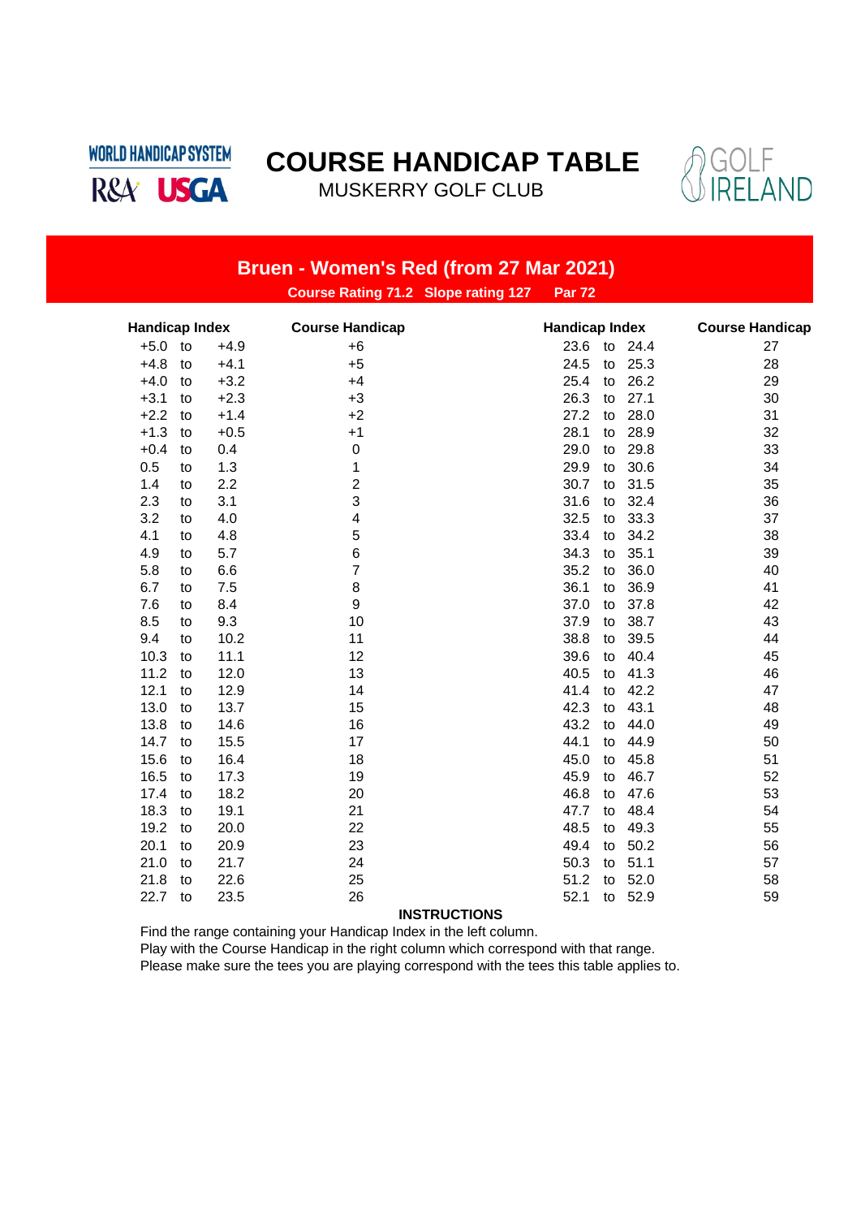WORLD HANDICAP SYSTEM

R&A USGA

# COURSE HANDICAP TABLE

MUSKERRY GOLF CLUB

GOLF IRELAND

## Bruen - Women's Red (from 27 Mar 2021)

**Course Rating 71.2 Slope rating 127 Par 72**

| Handicap Index | | | Course Handicap | Handicap Index | | | Course Handicap |
|---|---|---|---|---|---|---|---|
| +5.0 | to | +4.9 | +6 | 23.6 | to | 24.4 | 27 |
| +4.8 | to | +4.1 | +5 | 24.5 | to | 25.3 | 28 |
| +4.0 | to | +3.2 | +4 | 25.4 | to | 26.2 | 29 |
| +3.1 | to | +2.3 | +3 | 26.3 | to | 27.1 | 30 |
| +2.2 | to | +1.4 | +2 | 27.2 | to | 28.0 | 31 |
| +1.3 | to | +0.5 | +1 | 28.1 | to | 28.9 | 32 |
| +0.4 | to | 0.4 | 0 | 29.0 | to | 29.8 | 33 |
| 0.5 | to | 1.3 | 1 | 29.9 | to | 30.6 | 34 |
| 1.4 | to | 2.2 | 2 | 30.7 | to | 31.5 | 35 |
| 2.3 | to | 3.1 | 3 | 31.6 | to | 32.4 | 36 |
| 3.2 | to | 4.0 | 4 | 32.5 | to | 33.3 | 37 |
| 4.1 | to | 4.8 | 5 | 33.4 | to | 34.2 | 38 |
| 4.9 | to | 5.7 | 6 | 34.3 | to | 35.1 | 39 |
| 5.8 | to | 6.6 | 7 | 35.2 | to | 36.0 | 40 |
| 6.7 | to | 7.5 | 8 | 36.1 | to | 36.9 | 41 |
| 7.6 | to | 8.4 | 9 | 37.0 | to | 37.8 | 42 |
| 8.5 | to | 9.3 | 10 | 37.9 | to | 38.7 | 43 |
| 9.4 | to | 10.2 | 11 | 38.8 | to | 39.5 | 44 |
| 10.3 | to | 11.1 | 12 | 39.6 | to | 40.4 | 45 |
| 11.2 | to | 12.0 | 13 | 40.5 | to | 41.3 | 46 |
| 12.1 | to | 12.9 | 14 | 41.4 | to | 42.2 | 47 |
| 13.0 | to | 13.7 | 15 | 42.3 | to | 43.1 | 48 |
| 13.8 | to | 14.6 | 16 | 43.2 | to | 44.0 | 49 |
| 14.7 | to | 15.5 | 17 | 44.1 | to | 44.9 | 50 |
| 15.6 | to | 16.4 | 18 | 45.0 | to | 45.8 | 51 |
| 16.5 | to | 17.3 | 19 | 45.9 | to | 46.7 | 52 |
| 17.4 | to | 18.2 | 20 | 46.8 | to | 47.6 | 53 |
| 18.3 | to | 19.1 | 21 | 47.7 | to | 48.4 | 54 |
| 19.2 | to | 20.0 | 22 | 48.5 | to | 49.3 | 55 |
| 20.1 | to | 20.9 | 23 | 49.4 | to | 50.2 | 56 |
| 21.0 | to | 21.7 | 24 | 50.3 | to | 51.1 | 57 |
| 21.8 | to | 22.6 | 25 | 51.2 | to | 52.0 | 58 |
| 22.7 | to | 23.5 | 26 | 52.1 | to | 52.9 | 59 |

**INSTRUCTIONS**

Find the range containing your Handicap Index in the left column.
Play with the Course Handicap in the right column which correspond with that range.
Please make sure the tees you are playing correspond with the tees this table applies to.